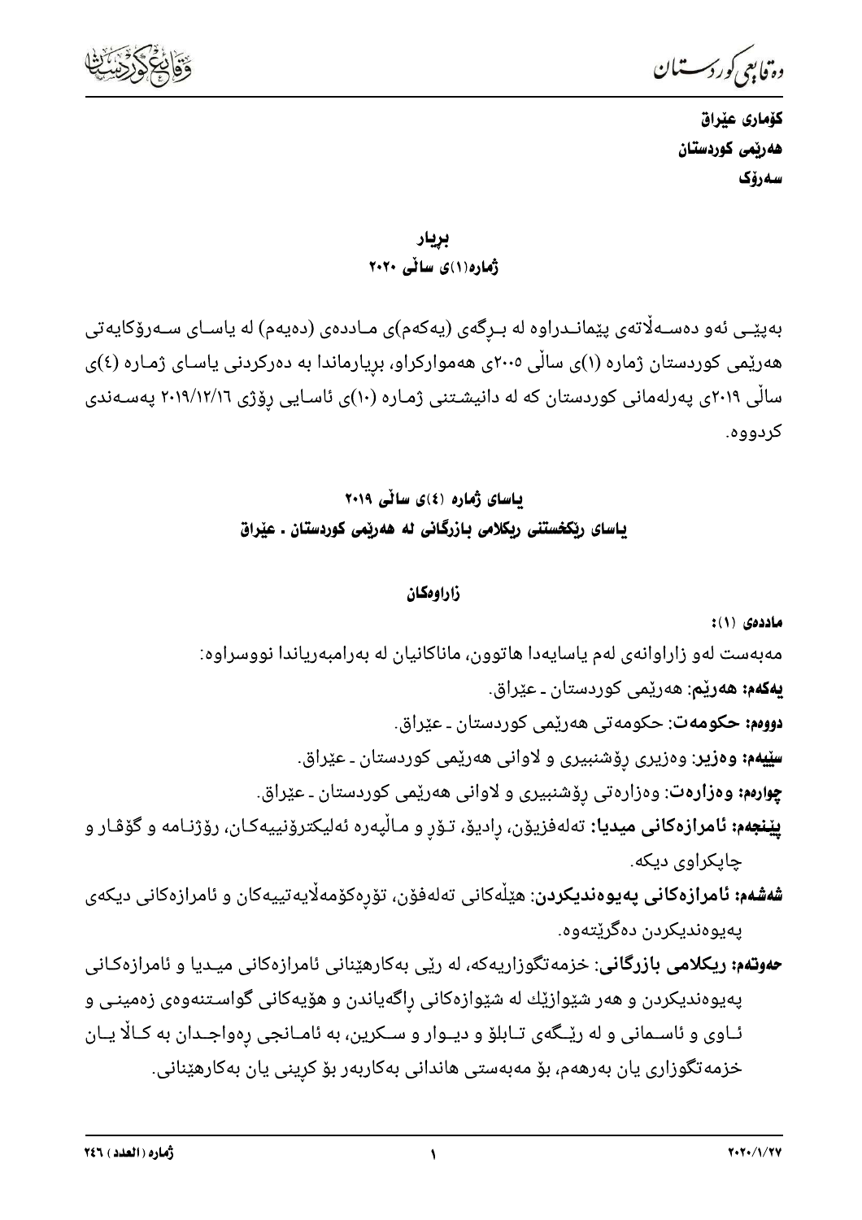**کۆماری عێراق**
**هەرێمی کوردستان**
**سەرۆک**

## بڕیار
## ژمارە(١)ی ساڵی ٢٠٢٠

بەپێــی ئەو دەســەڵاتەی پێمانــدراوە لە بــڕگەی (یەکەم)ی مــاددەی (دەیەم) لە یاسـای سـەرۆکایەتی هەرێمی کوردستان ژمارە (١)ی ساڵی ٢٠٠٥ی هەموارکراو، بڕیارماندا بە دەرکردنی یاسـای ژمـارە (٤)ی ساڵی ٢٠١٩ی پەرلەمانی کوردستان کە لە دانیشـتنی ژمـارە (١٠)ی ئاسـایی ڕۆژی ٢٠١٩/١٢/١٦ پەسـەندی کردووە.

## یاسای ژمارە (٤)ی ساڵی ٢٠١٩
## یاسای ڕێکخستنی ڕیکلامی بازرگانی لە هەرێمی کوردستان ـ عێراق

### زاراوەکان

**ماددەی (١):**

مەبەست لەو زاراوانەی لەم یاسایەدا هاتوون، ماناکانیان لە بەرامبەریاندا نووسراوە:

**یەکەم: هەرێم**: هەرێمی کوردستان ـ عێراق.

**دووەم: حکومەت**: حکومەتی هەرێمی کوردستان ـ عێراق.

**سێیەم: وەزیر**: وەزیری ڕۆشنبیری و لاوانی هەرێمی کوردستان ـ عێراق.

**چوارەم: وەزارەت**: وەزارەتی ڕۆشنبیری و لاوانی هەرێمی کوردستان ـ عێراق.

**پێنجەم: ئامرازەکانی میدیا**: تەلەفزیۆن، ڕادیۆ، تـۆڕ و مـاڵپەرە ئەلیکترۆنییەکـان، ڕۆژنـامە و گۆڤـار و چاپکراوی دیکە.

**شەشەم: ئامرازەکانی پەیوەندیکردن**: هێڵەکانی تەلەفۆن، تۆڕەکۆمەڵایەتییەکان و ئامرازەکانی دیکەی پەیوەندیکردن دەگرێتەوە.

**حەوتەم: ڕیکلامی بازرگانی**: خزمەتگوزاریەکە، لە ڕێی بەکارهێنانی ئامرازەکانی میـدیا و ئامرازەکـانی پەیوەندیکردن و هەر شێوازێك لە شێوازەکانی ڕاگەیاندن و هۆیەکانی گواسـتنەوەی زەمینـی و ئـاوی و ئاسـمانی و لە ڕێـگەی تـابلۆ و دیـوار و سـکرین، بە ئامـانجی ڕەواجـدان بە کـاڵا یـان خزمەتگوزاری یان بەرهەم، بۆ مەبەستی هاندانی بەکاربەر بۆ کڕینی یان بەکارهێنانی.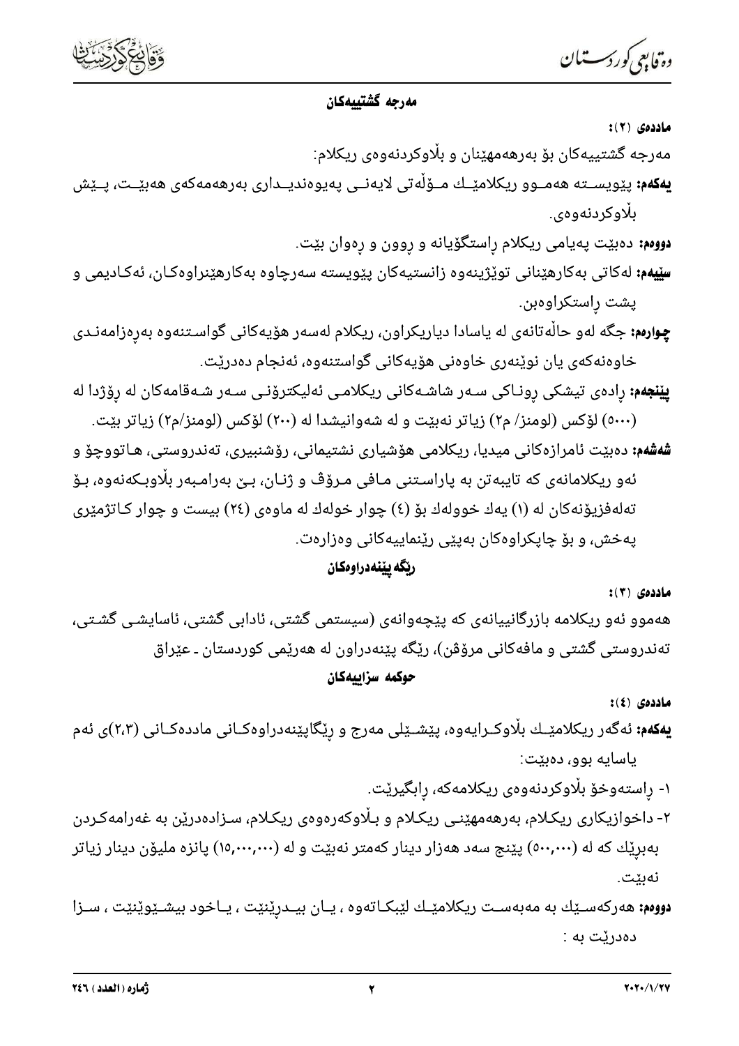### مەرجە گشتییەکان

**ماددەی (٢):**

مەرجە گشتییەکان بۆ بەرهەمهێنان و بڵاوکردنەوەی ریکلام:

**یەکەم:** پێویستە هەموو ریکلامێك مۆڵەتی لایەنی پەیوەندیداری بەرهەمەکەی هەبێت، پێش بڵاوکردنەوەی.

**دووەم:** دەبێت پەیامی ریکلام ڕاستگۆیانە و ڕوون و ڕەوان بێت.

**سێیەم:** لەکاتی بەکارهێنانی توێژینەوە زانستیەکان پێویستە سەرچاوە بەکارهێنراوەکان، ئەکادیمی و پشت ڕاستکراوەبن.

**چوارەم:** جگە لەو حاڵەتانەی لە یاسادا دیاریکراون، ریکلام لەسەر هۆیەکانی گواستنەوە بەڕەزامەندی خاوەنەکەی یان نوێنەری خاوەنی هۆیەکانی گواستنەوە، ئەنجام دەدرێت.

**پێنجەم:** ڕادەی تیشکی ڕوناکی سەر شاشەکانی ریکلامی ئەلیکترۆنی سەر شەقامەکان لە ڕۆژدا لە (٥٠٠٠) لۆکس (لومنز/ م٢) زیاتر نەبێت و لە شەوانیشدا لە (٢٠٠) لۆکس (لومنز/م٢) زیاتر بێت.

**شەشەم:** دەبێت ئامرازەکانی میدیا، ریکلامی هۆشیاری نشتیمانی، ڕۆشنبیری، تەندروستی، هاتووچۆ و ئەو ریکلامانەی کە تایبەتن بە پاراستنی مافی مرۆڤ و ژنان، بێ بەرامبەر بڵاوبکەنەوە، بۆ تەلەفزیۆنەکان لە (١) یەك خوولەك بۆ (٤) چوار خولەك لە ماوەی (٢٤) بیست و چوار کاتژمێری پەخش، و بۆ چاپکراوەکان بەپێی ڕێنماییەکانی وەزارەت.

### ریگە پێنەدراوەکان

**ماددەی (٣):**

هەموو ئەو ریکلامە بازرگانییانەی کە پێچەوانەی (سیستمی گشتی، ئادابی گشتی، ئاسایشی گشتی، تەندروستی گشتی و مافەکانی مرۆڤن)، ریگە پێنەدراون لە هەرێمی کوردستان ـ عێراق

### حوکمە سزاییەکان

**ماددەی (٤):**

**یەکەم:** ئەگەر ریکلامێك بڵاوکرایەوە، پێشێلی مەرج و ڕێگاپێنەدراوەکانی ماددەکانی (٢،٣)ی ئەم یاسایە بوو، دەبێت:

١- ڕاستەوخۆ بڵاوکردنەوەی ریکلامەکە، ڕابگیرێت.

٢- داخوازیکاری ریکلام، بەرهەمهێنی ریکلام و بڵاوکەرەوەی ریکلام، سزادەدرێن بە غەرامەکردن بەبرێك کە لە (٥٠٠,٠٠٠) پێنج سەد هەزار دینار کەمتر نەبێت و لە (١٥,٠٠٠,٠٠٠) پانزە ملیۆن دینار زیاتر نەبێت.

**دووەم:** هەرکەسێك بە مەبەست ریکلامێك لێبکاتەوە ، یان بیدڕێنێت ، یاخود بیشێوێنێت ، سزا دەدرێت بە :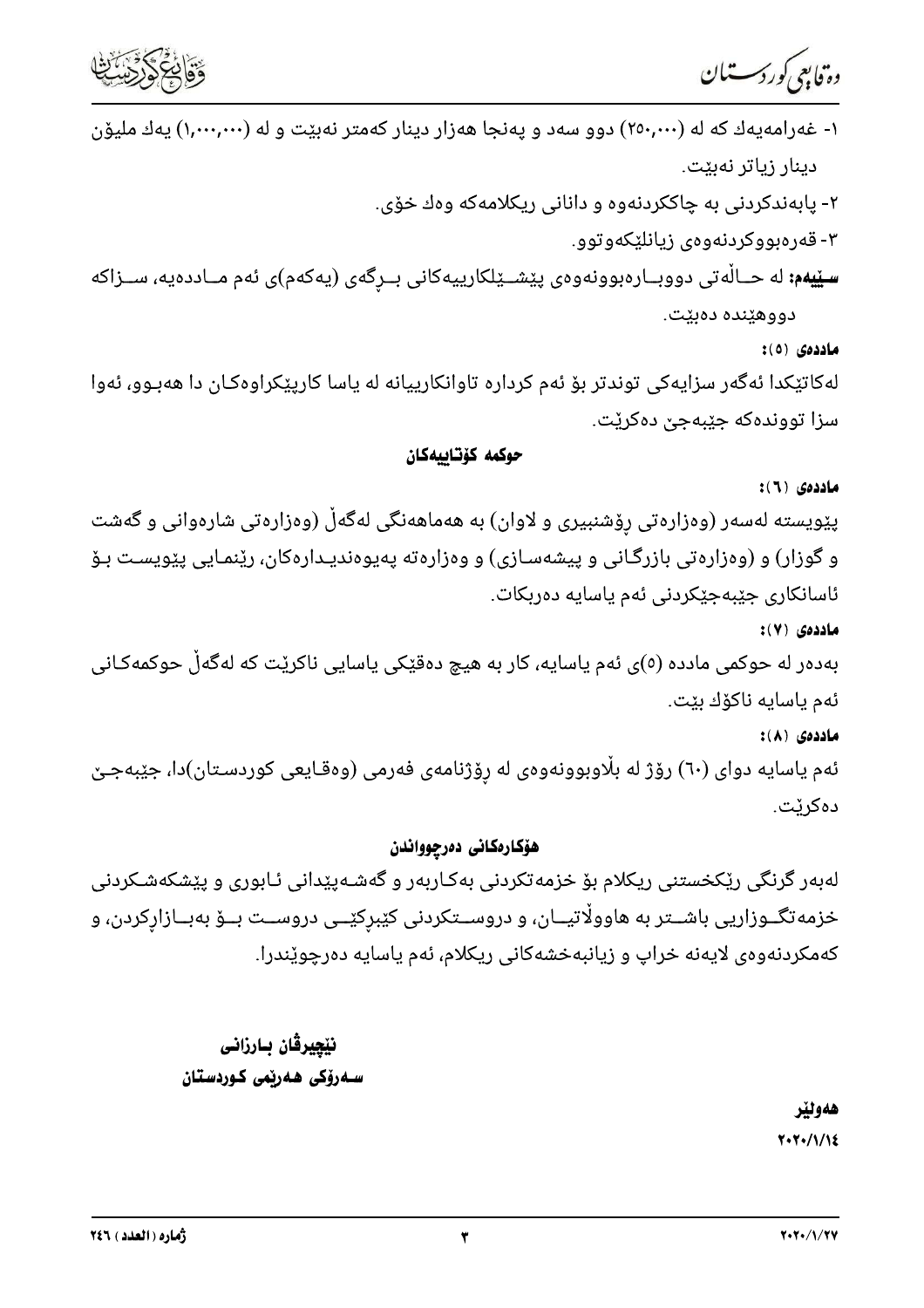١- غەرامەیەك کە لە (٢٥٠,٠٠٠) دوو سەد و پەنجا هەزار دینار کەمتر نەبێت و لە (١,٠٠٠,٠٠٠) یەك ملیۆن دینار زیاتر نەبێت.

٢- پابەندکردنی بە چاککردنەوە و دانانی ریکلامەکە وەك خۆی.

٣- قەرەبووکردنەوەی زیانلێکەوتوو.

**سێیەم:** لە حاڵەتی دووبارەبوونەوەی پێشێلکارییەکانی بڕگەی (یەکەم)ی ئەم ماددەیە، سزاکە دووهێندە دەبێت.

**ماددەی (٥):**

لەکاتێکدا ئەگەر سزایەکی توندتر بۆ ئەم کردارە تاوانکارییانە لە یاسا کارپێکراوەکان دا هەبوو، ئەوا سزا توندەکە جێبەجێ دەکرێت.

**حوکمە کۆتاییەکان**

**ماددەی (٦):**

پێویستە لەسەر (وەزارەتی رۆشنبیری و لاوان) بە هەماهەنگی لەگەڵ (وەزارەتی شارەوانی و گەشت و گوزار) و (وەزارەتی بازرگانی و پیشەسازی) و وەزارەتە پەیوەندیدارەکان، رێنمایی پێویست بۆ ئاسانکاری جێبەجێکردنی ئەم یاسایە دەربکات.

**ماددەی (٧):**

بەدەر لە حوکمی مادده (٥)ی ئەم یاسایە، کار بە هیچ دەقێکی یاسایی ناکرێت کە لەگەڵ حوکمەکانی ئەم یاسایە ناکۆك بێت.

**ماددەی (٨):**

ئەم یاسایە دوای (٦٠) رۆژ لە بڵاوبوونەوەی لە رۆژنامەی فەرمی (وەقایعی کوردستان)دا، جێبەجێ دەکرێت.

**هۆکارەکانی دەرچوواندن**

لەبەر گرنگی رێکخستنی ریکلام بۆ خزمەتکردنی بەکاربەر و گەشەپێدانی ئابوری و پێشکەشکردنی خزمەتگوزاریی باشتر بە هاووڵاتیان، و دروستکردنی کێبڕکێی دروست بۆ بەبازاڕکردن، و کەمکردنەوەی لایەنە خراپ و زیانبەخشەکانی ریکلام، ئەم یاسایە دەرچوێندرا.

**نێچیرڤان بارزانی**
**سەرۆکی هەرێمی کوردستان**

**هەولێر**
**٢٠٢٠/١/١٤**